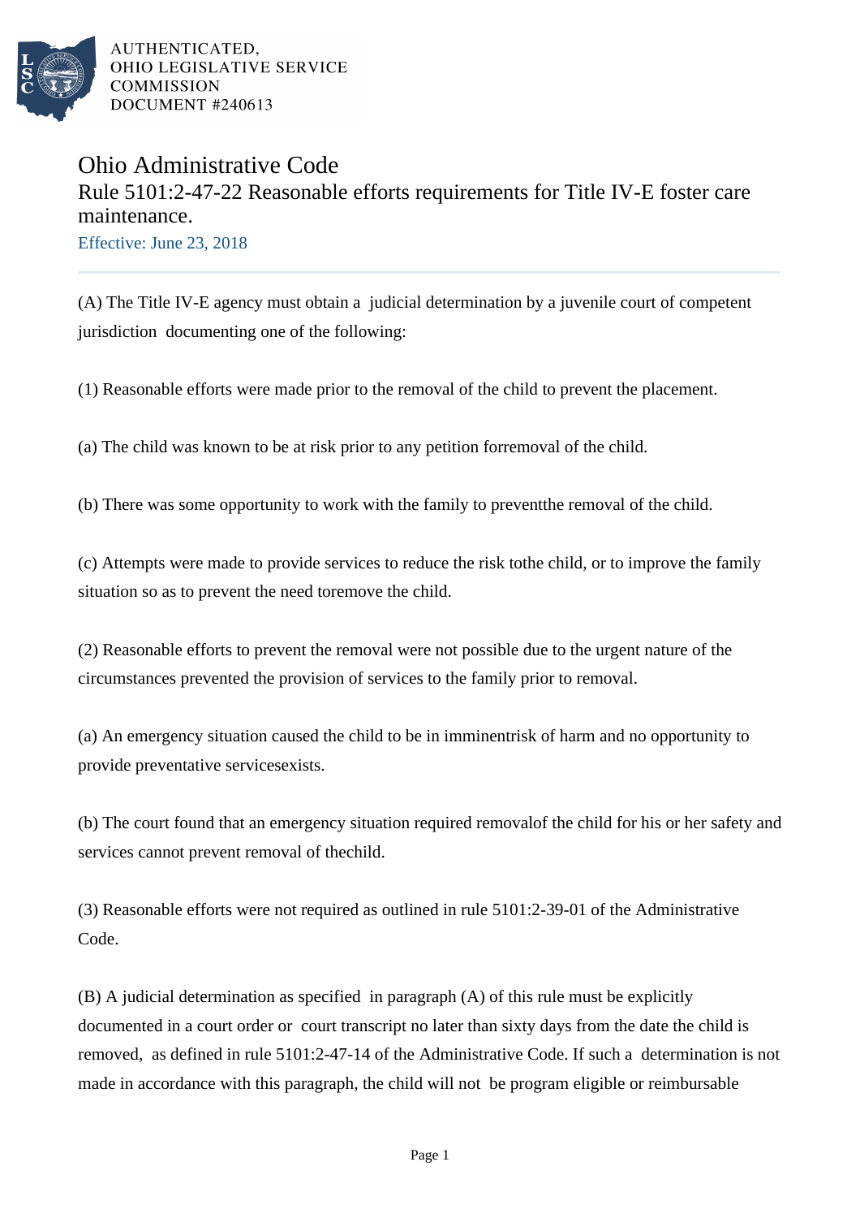AUTHENTICATED,
OHIO LEGISLATIVE SERVICE
COMMISSION
DOCUMENT #240613

# Ohio Administrative Code

## Rule 5101:2-47-22 Reasonable efforts requirements for Title IV-E foster care maintenance.

Effective: June 23, 2018

(A) The Title IV-E agency must obtain a judicial determination by a juvenile court of competent jurisdiction documenting one of the following:

(1) Reasonable efforts were made prior to the removal of the child to prevent the placement.

(a) The child was known to be at risk prior to any petition forremoval of the child.

(b) There was some opportunity to work with the family to preventthe removal of the child.

(c) Attempts were made to provide services to reduce the risk tothe child, or to improve the family situation so as to prevent the need toremove the child.

(2) Reasonable efforts to prevent the removal were not possible due to the urgent nature of the circumstances prevented the provision of services to the family prior to removal.

(a) An emergency situation caused the child to be in imminentrisk of harm and no opportunity to provide preventative servicesexists.

(b) The court found that an emergency situation required removalof the child for his or her safety and services cannot prevent removal of thechild.

(3) Reasonable efforts were not required as outlined in rule 5101:2-39-01 of the Administrative Code.

(B) A judicial determination as specified in paragraph (A) of this rule must be explicitly documented in a court order or court transcript no later than sixty days from the date the child is removed, as defined in rule 5101:2-47-14 of the Administrative Code. If such a determination is not made in accordance with this paragraph, the child will not be program eligible or reimbursable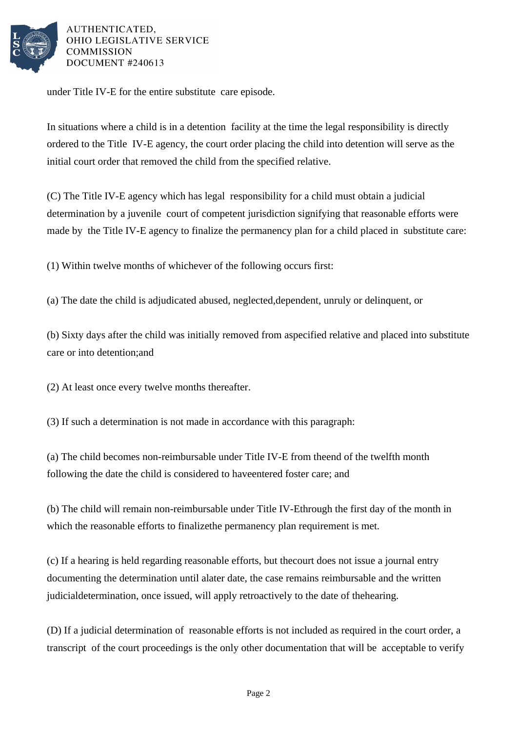under Title IV-E for the entire substitute care episode.

In situations where a child is in a detention facility at the time the legal responsibility is directly ordered to the Title IV-E agency, the court order placing the child into detention will serve as the initial court order that removed the child from the specified relative.

(C) The Title IV-E agency which has legal responsibility for a child must obtain a judicial determination by a juvenile court of competent jurisdiction signifying that reasonable efforts were made by the Title IV-E agency to finalize the permanency plan for a child placed in substitute care:

(1) Within twelve months of whichever of the following occurs first:

(a) The date the child is adjudicated abused, neglected,dependent, unruly or delinquent, or

(b) Sixty days after the child was initially removed from aspecified relative and placed into substitute care or into detention;and

(2) At least once every twelve months thereafter.

(3) If such a determination is not made in accordance with this paragraph:

(a) The child becomes non-reimbursable under Title IV-E from theend of the twelfth month following the date the child is considered to haveentered foster care; and

(b) The child will remain non-reimbursable under Title IV-Ethrough the first day of the month in which the reasonable efforts to finalizethe permanency plan requirement is met.

(c) If a hearing is held regarding reasonable efforts, but thecourt does not issue a journal entry documenting the determination until alater date, the case remains reimbursable and the written judicialdetermination, once issued, will apply retroactively to the date of thehearing.

(D) If a judicial determination of reasonable efforts is not included as required in the court order, a transcript of the court proceedings is the only other documentation that will be acceptable to verify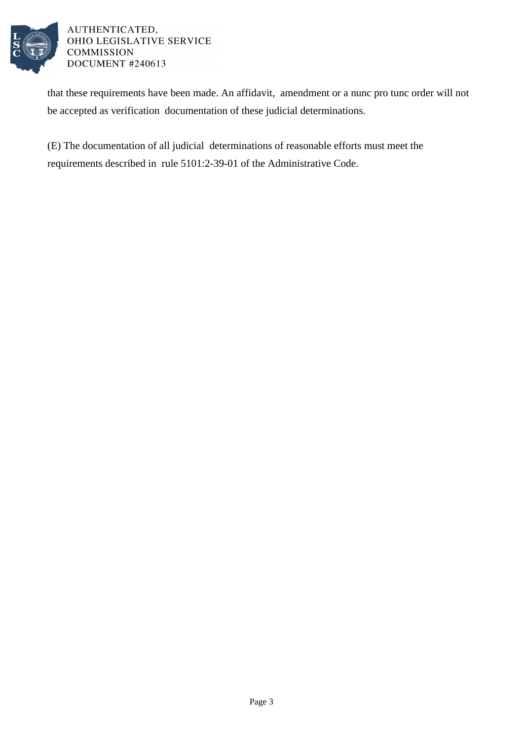that these requirements have been made. An affidavit, amendment or a nunc pro tunc order will not be accepted as verification documentation of these judicial determinations.

(E) The documentation of all judicial determinations of reasonable efforts must meet the requirements described in rule 5101:2-39-01 of the Administrative Code.